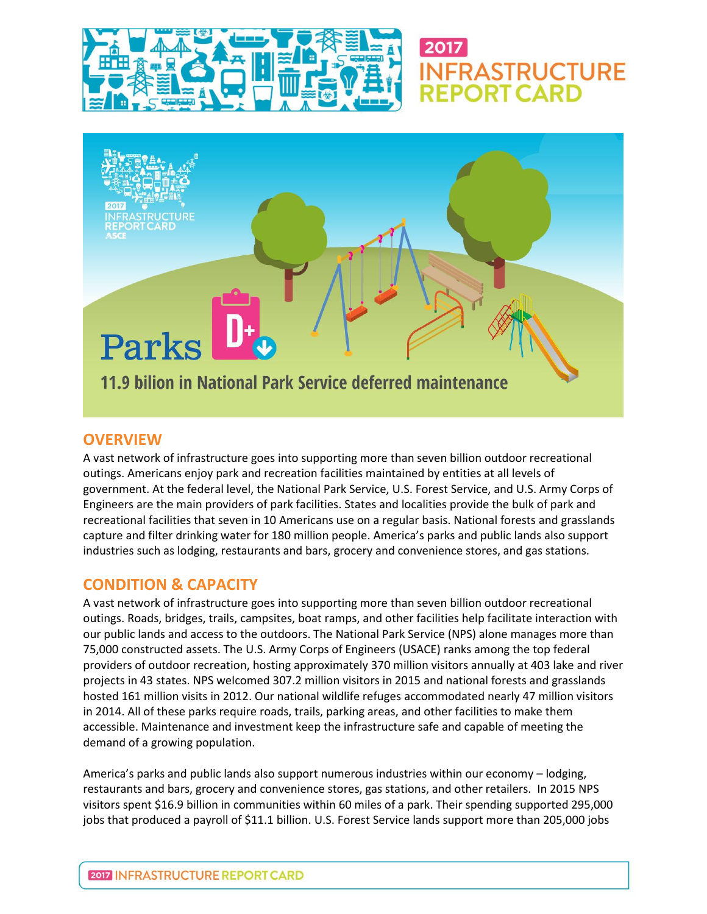# 2017 INFRASTRUCTURE REPORT CARD

# Parks D+

## 11.9 bilion in National Park Service deferred maintenance

## OVERVIEW

A vast network of infrastructure goes into supporting more than seven billion outdoor recreational outings. Americans enjoy park and recreation facilities maintained by entities at all levels of government. At the federal level, the National Park Service, U.S. Forest Service, and U.S. Army Corps of Engineers are the main providers of park facilities. States and localities provide the bulk of park and recreational facilities that seven in 10 Americans use on a regular basis. National forests and grasslands capture and filter drinking water for 180 million people. America's parks and public lands also support industries such as lodging, restaurants and bars, grocery and convenience stores, and gas stations.

## CONDITION & CAPACITY

A vast network of infrastructure goes into supporting more than seven billion outdoor recreational outings. Roads, bridges, trails, campsites, boat ramps, and other facilities help facilitate interaction with our public lands and access to the outdoors. The National Park Service (NPS) alone manages more than 75,000 constructed assets. The U.S. Army Corps of Engineers (USACE) ranks among the top federal providers of outdoor recreation, hosting approximately 370 million visitors annually at 403 lake and river projects in 43 states. NPS welcomed 307.2 million visitors in 2015 and national forests and grasslands hosted 161 million visits in 2012. Our national wildlife refuges accommodated nearly 47 million visitors in 2014. All of these parks require roads, trails, parking areas, and other facilities to make them accessible. Maintenance and investment keep the infrastructure safe and capable of meeting the demand of a growing population.

America's parks and public lands also support numerous industries within our economy – lodging, restaurants and bars, grocery and convenience stores, gas stations, and other retailers. In 2015 NPS visitors spent $16.9 billion in communities within 60 miles of a park. Their spending supported 295,000 jobs that produced a payroll of $11.1 billion. U.S. Forest Service lands support more than 205,000 jobs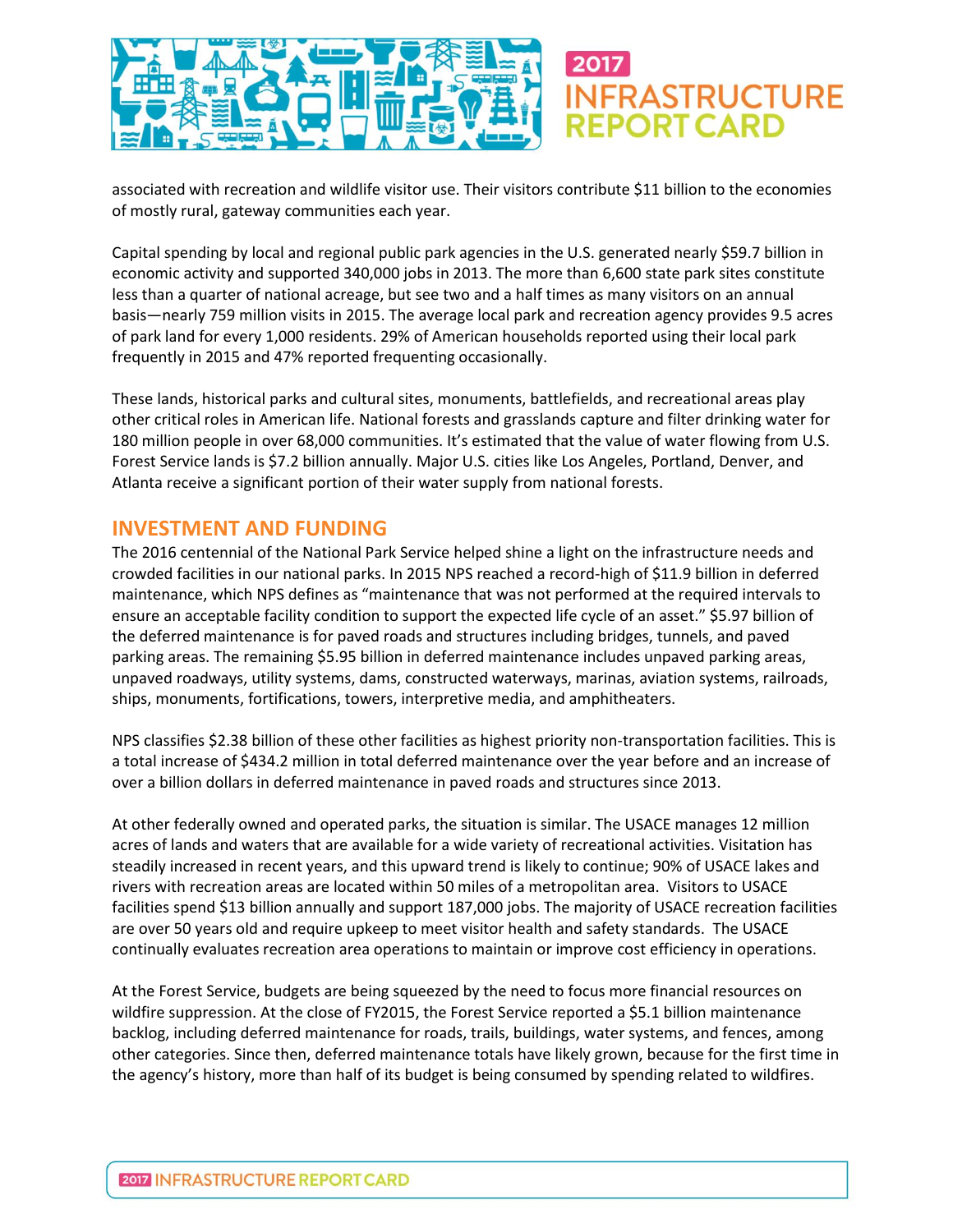associated with recreation and wildlife visitor use. Their visitors contribute $11 billion to the economies of mostly rural, gateway communities each year.

Capital spending by local and regional public park agencies in the U.S. generated nearly $59.7 billion in economic activity and supported 340,000 jobs in 2013. The more than 6,600 state park sites constitute less than a quarter of national acreage, but see two and a half times as many visitors on an annual basis—nearly 759 million visits in 2015. The average local park and recreation agency provides 9.5 acres of park land for every 1,000 residents. 29% of American households reported using their local park frequently in 2015 and 47% reported frequenting occasionally.

These lands, historical parks and cultural sites, monuments, battlefields, and recreational areas play other critical roles in American life. National forests and grasslands capture and filter drinking water for 180 million people in over 68,000 communities. It's estimated that the value of water flowing from U.S. Forest Service lands is $7.2 billion annually. Major U.S. cities like Los Angeles, Portland, Denver, and Atlanta receive a significant portion of their water supply from national forests.

## INVESTMENT AND FUNDING

The 2016 centennial of the National Park Service helped shine a light on the infrastructure needs and crowded facilities in our national parks. In 2015 NPS reached a record-high of $11.9 billion in deferred maintenance, which NPS defines as "maintenance that was not performed at the required intervals to ensure an acceptable facility condition to support the expected life cycle of an asset." $5.97 billion of the deferred maintenance is for paved roads and structures including bridges, tunnels, and paved parking areas. The remaining $5.95 billion in deferred maintenance includes unpaved parking areas, unpaved roadways, utility systems, dams, constructed waterways, marinas, aviation systems, railroads, ships, monuments, fortifications, towers, interpretive media, and amphitheaters.

NPS classifies $2.38 billion of these other facilities as highest priority non-transportation facilities. This is a total increase of $434.2 million in total deferred maintenance over the year before and an increase of over a billion dollars in deferred maintenance in paved roads and structures since 2013.

At other federally owned and operated parks, the situation is similar. The USACE manages 12 million acres of lands and waters that are available for a wide variety of recreational activities. Visitation has steadily increased in recent years, and this upward trend is likely to continue; 90% of USACE lakes and rivers with recreation areas are located within 50 miles of a metropolitan area. Visitors to USACE facilities spend $13 billion annually and support 187,000 jobs. The majority of USACE recreation facilities are over 50 years old and require upkeep to meet visitor health and safety standards. The USACE continually evaluates recreation area operations to maintain or improve cost efficiency in operations.

At the Forest Service, budgets are being squeezed by the need to focus more financial resources on wildfire suppression. At the close of FY2015, the Forest Service reported a $5.1 billion maintenance backlog, including deferred maintenance for roads, trails, buildings, water systems, and fences, among other categories. Since then, deferred maintenance totals have likely grown, because for the first time in the agency's history, more than half of its budget is being consumed by spending related to wildfires.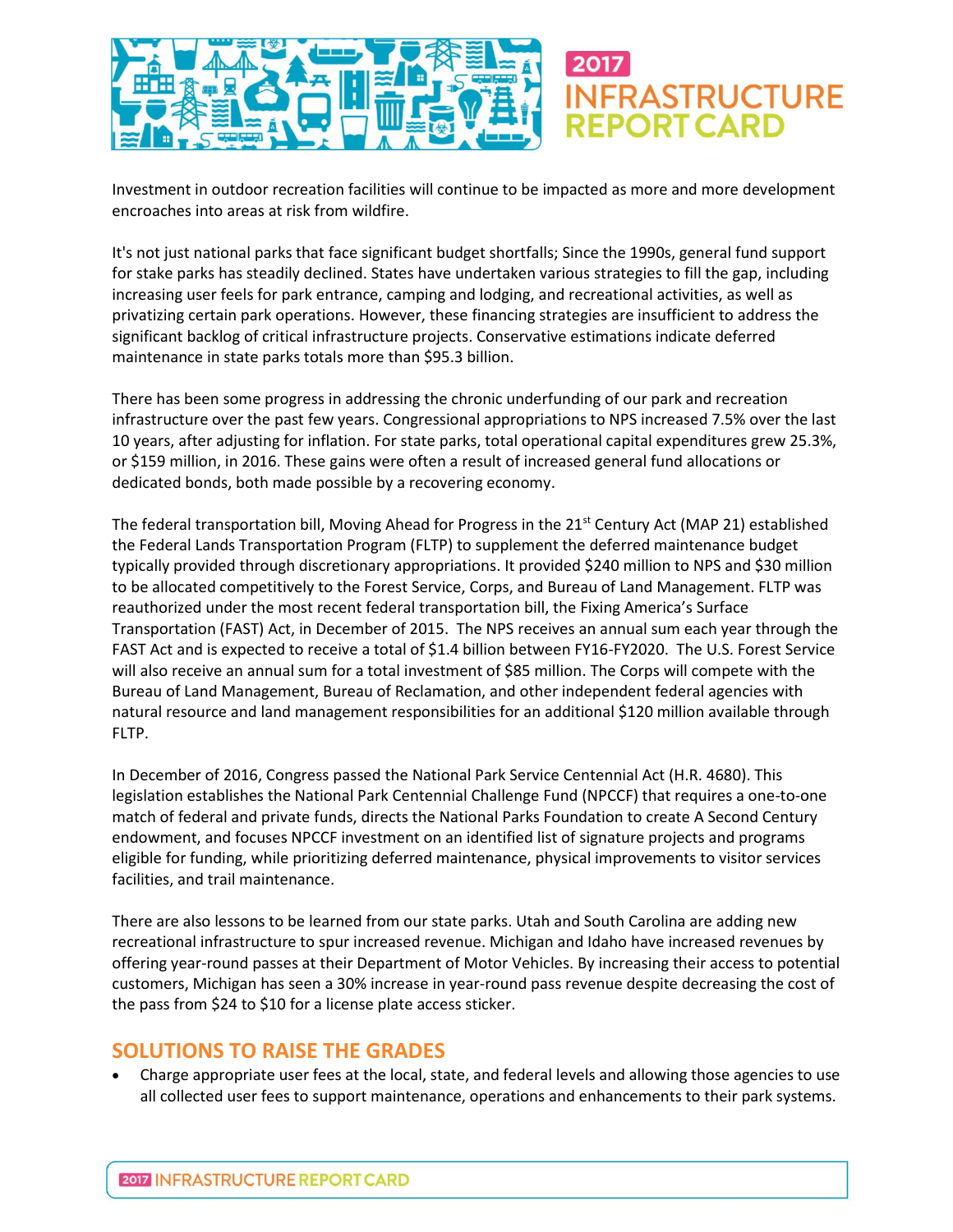Investment in outdoor recreation facilities will continue to be impacted as more and more development encroaches into areas at risk from wildfire.

It's not just national parks that face significant budget shortfalls; Since the 1990s, general fund support for stake parks has steadily declined. States have undertaken various strategies to fill the gap, including increasing user feels for park entrance, camping and lodging, and recreational activities, as well as privatizing certain park operations. However, these financing strategies are insufficient to address the significant backlog of critical infrastructure projects. Conservative estimations indicate deferred maintenance in state parks totals more than $95.3 billion.

There has been some progress in addressing the chronic underfunding of our park and recreation infrastructure over the past few years. Congressional appropriations to NPS increased 7.5% over the last 10 years, after adjusting for inflation. For state parks, total operational capital expenditures grew 25.3%, or $159 million, in 2016. These gains were often a result of increased general fund allocations or dedicated bonds, both made possible by a recovering economy.

The federal transportation bill, Moving Ahead for Progress in the 21st Century Act (MAP 21) established the Federal Lands Transportation Program (FLTP) to supplement the deferred maintenance budget typically provided through discretionary appropriations. It provided $240 million to NPS and $30 million to be allocated competitively to the Forest Service, Corps, and Bureau of Land Management. FLTP was reauthorized under the most recent federal transportation bill, the Fixing America's Surface Transportation (FAST) Act, in December of 2015. The NPS receives an annual sum each year through the FAST Act and is expected to receive a total of $1.4 billion between FY16-FY2020. The U.S. Forest Service will also receive an annual sum for a total investment of $85 million. The Corps will compete with the Bureau of Land Management, Bureau of Reclamation, and other independent federal agencies with natural resource and land management responsibilities for an additional $120 million available through FLTP.

In December of 2016, Congress passed the National Park Service Centennial Act (H.R. 4680). This legislation establishes the National Park Centennial Challenge Fund (NPCCF) that requires a one-to-one match of federal and private funds, directs the National Parks Foundation to create A Second Century endowment, and focuses NPCCF investment on an identified list of signature projects and programs eligible for funding, while prioritizing deferred maintenance, physical improvements to visitor services facilities, and trail maintenance.

There are also lessons to be learned from our state parks. Utah and South Carolina are adding new recreational infrastructure to spur increased revenue. Michigan and Idaho have increased revenues by offering year-round passes at their Department of Motor Vehicles. By increasing their access to potential customers, Michigan has seen a 30% increase in year-round pass revenue despite decreasing the cost of the pass from $24 to $10 for a license plate access sticker.

## SOLUTIONS TO RAISE THE GRADES

- Charge appropriate user fees at the local, state, and federal levels and allowing those agencies to use all collected user fees to support maintenance, operations and enhancements to their park systems.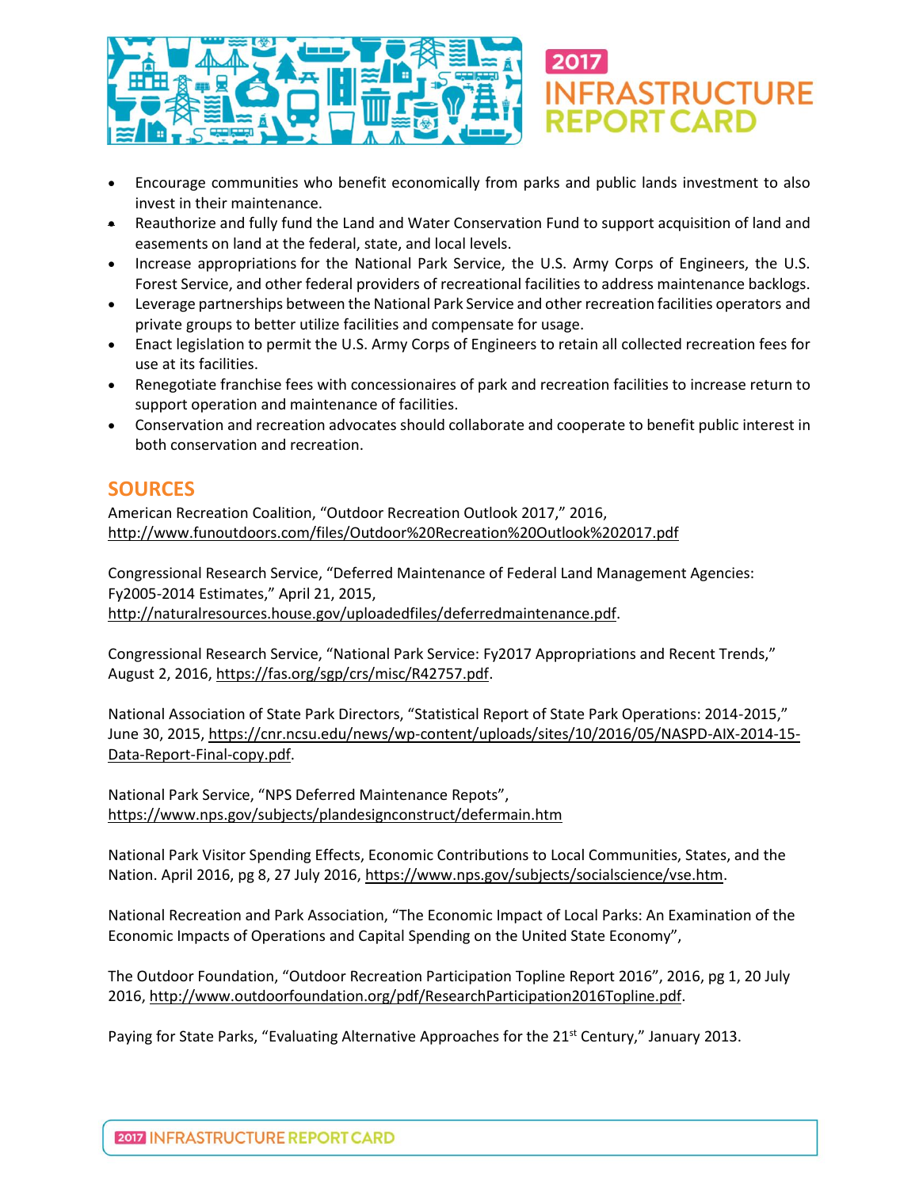- Encourage communities who benefit economically from parks and public lands investment to also invest in their maintenance.
- Reauthorize and fully fund the Land and Water Conservation Fund to support acquisition of land and easements on land at the federal, state, and local levels.
- Increase appropriations for the National Park Service, the U.S. Army Corps of Engineers, the U.S. Forest Service, and other federal providers of recreational facilities to address maintenance backlogs.
- Leverage partnerships between the National Park Service and other recreation facilities operators and private groups to better utilize facilities and compensate for usage.
- Enact legislation to permit the U.S. Army Corps of Engineers to retain all collected recreation fees for use at its facilities.
- Renegotiate franchise fees with concessionaires of park and recreation facilities to increase return to support operation and maintenance of facilities.
- Conservation and recreation advocates should collaborate and cooperate to benefit public interest in both conservation and recreation.

## SOURCES

American Recreation Coalition, "Outdoor Recreation Outlook 2017," 2016, http://www.funoutdoors.com/files/Outdoor%20Recreation%20Outlook%202017.pdf

Congressional Research Service, "Deferred Maintenance of Federal Land Management Agencies: Fy2005-2014 Estimates," April 21, 2015, http://naturalresources.house.gov/uploadedfiles/deferredmaintenance.pdf.

Congressional Research Service, "National Park Service: Fy2017 Appropriations and Recent Trends," August 2, 2016, https://fas.org/sgp/crs/misc/R42757.pdf.

National Association of State Park Directors, "Statistical Report of State Park Operations: 2014-2015," June 30, 2015, https://cnr.ncsu.edu/news/wp-content/uploads/sites/10/2016/05/NASPD-AIX-2014-15-Data-Report-Final-copy.pdf.

National Park Service, "NPS Deferred Maintenance Repots", https://www.nps.gov/subjects/plandesignconstruct/defermain.htm

National Park Visitor Spending Effects, Economic Contributions to Local Communities, States, and the Nation. April 2016, pg 8, 27 July 2016, https://www.nps.gov/subjects/socialscience/vse.htm.

National Recreation and Park Association, "The Economic Impact of Local Parks: An Examination of the Economic Impacts of Operations and Capital Spending on the United State Economy",

The Outdoor Foundation, "Outdoor Recreation Participation Topline Report 2016", 2016, pg 1, 20 July 2016, http://www.outdoorfoundation.org/pdf/ResearchParticipation2016Topline.pdf.

Paying for State Parks, "Evaluating Alternative Approaches for the 21st Century," January 2013.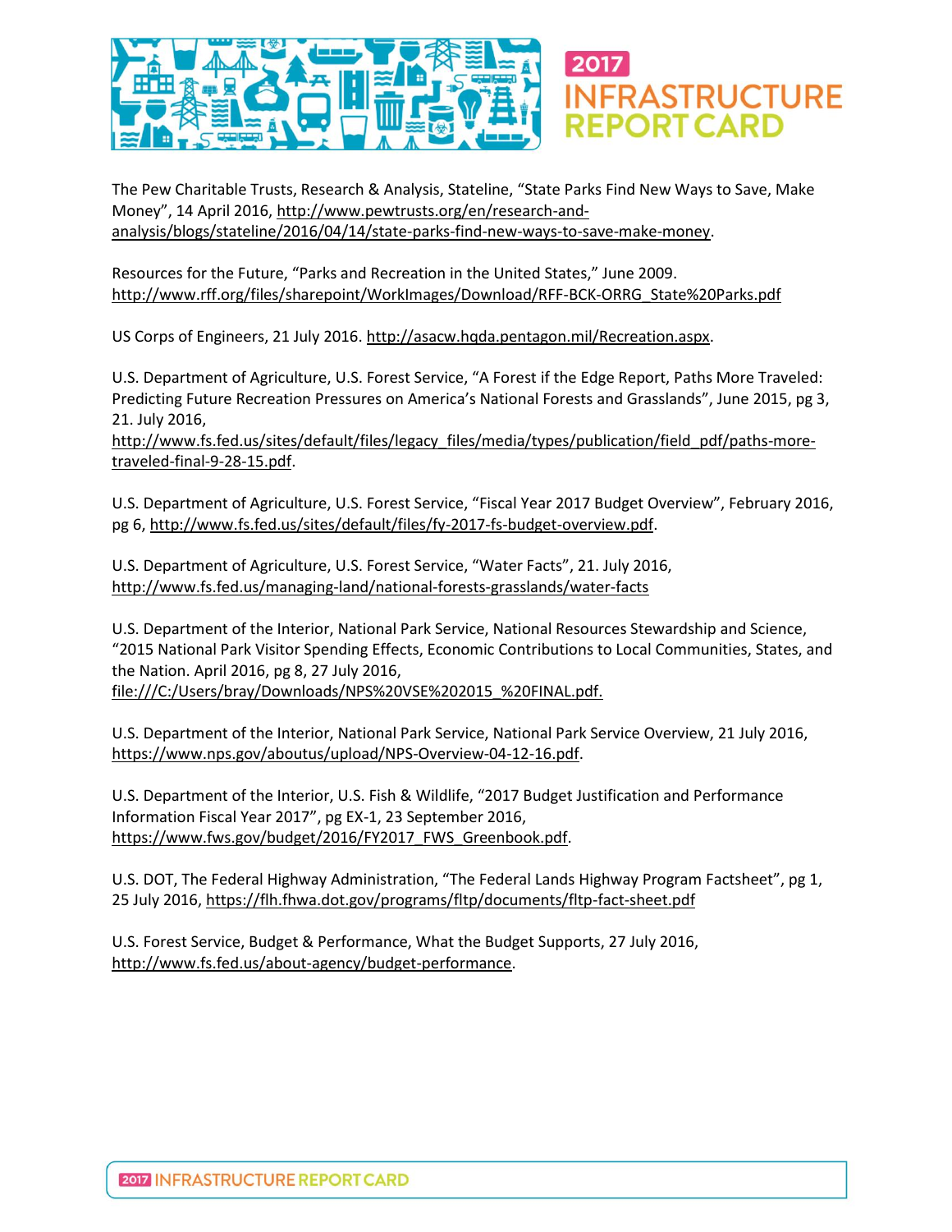The Pew Charitable Trusts, Research & Analysis, Stateline, "State Parks Find New Ways to Save, Make Money", 14 April 2016, http://www.pewtrusts.org/en/research-and-analysis/blogs/stateline/2016/04/14/state-parks-find-new-ways-to-save-make-money.

Resources for the Future, "Parks and Recreation in the United States," June 2009. http://www.rff.org/files/sharepoint/WorkImages/Download/RFF-BCK-ORRG_State%20Parks.pdf

US Corps of Engineers, 21 July 2016. http://asacw.hqda.pentagon.mil/Recreation.aspx.

U.S. Department of Agriculture, U.S. Forest Service, "A Forest if the Edge Report, Paths More Traveled: Predicting Future Recreation Pressures on America's National Forests and Grasslands", June 2015, pg 3, 21. July 2016, http://www.fs.fed.us/sites/default/files/legacy_files/media/types/publication/field_pdf/paths-more-traveled-final-9-28-15.pdf.

U.S. Department of Agriculture, U.S. Forest Service, "Fiscal Year 2017 Budget Overview", February 2016, pg 6, http://www.fs.fed.us/sites/default/files/fy-2017-fs-budget-overview.pdf.

U.S. Department of Agriculture, U.S. Forest Service, "Water Facts", 21. July 2016, http://www.fs.fed.us/managing-land/national-forests-grasslands/water-facts

U.S. Department of the Interior, National Park Service, National Resources Stewardship and Science, "2015 National Park Visitor Spending Effects, Economic Contributions to Local Communities, States, and the Nation. April 2016, pg 8, 27 July 2016, file:///C:/Users/bray/Downloads/NPS%20VSE%202015_%20FINAL.pdf.

U.S. Department of the Interior, National Park Service, National Park Service Overview, 21 July 2016, https://www.nps.gov/aboutus/upload/NPS-Overview-04-12-16.pdf.

U.S. Department of the Interior, U.S. Fish & Wildlife, "2017 Budget Justification and Performance Information Fiscal Year 2017", pg EX-1, 23 September 2016, https://www.fws.gov/budget/2016/FY2017_FWS_Greenbook.pdf.

U.S. DOT, The Federal Highway Administration, "The Federal Lands Highway Program Factsheet", pg 1, 25 July 2016, https://flh.fhwa.dot.gov/programs/fltp/documents/fltp-fact-sheet.pdf

U.S. Forest Service, Budget & Performance, What the Budget Supports, 27 July 2016, http://www.fs.fed.us/about-agency/budget-performance.